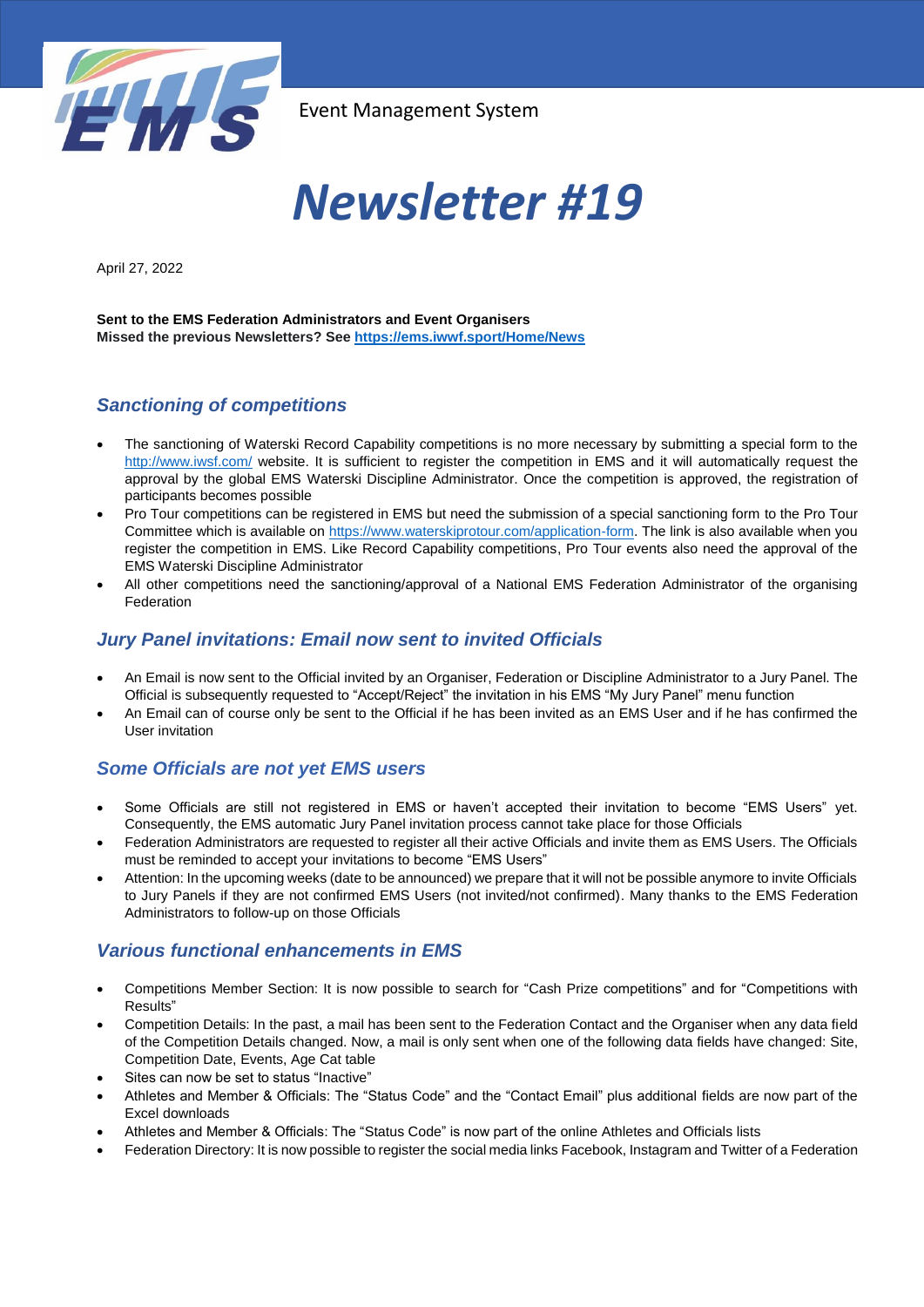Event Management System

# *Newsletter #19*

April 27, 2022

**Sent to the EMS Federation Administrators and Event Organisers**
**Missed the previous Newsletters? See [https://ems.iwwf.sport/Home/News](https://ems.iwwf.sport/Home/News)**

## *Sanctioning of competitions*

- The sanctioning of Waterski Record Capability competitions is no more necessary by submitting a special form to the [http://www.iwsf.com/](http://www.iwsf.com/) website. It is sufficient to register the competition in EMS and it will automatically request the approval by the global EMS Waterski Discipline Administrator. Once the competition is approved, the registration of participants becomes possible
- Pro Tour competitions can be registered in EMS but need the submission of a special sanctioning form to the Pro Tour Committee which is available on [https://www.waterskiprotour.com/application-form](https://www.waterskiprotour.com/application-form). The link is also available when you register the competition in EMS. Like Record Capability competitions, Pro Tour events also need the approval of the EMS Waterski Discipline Administrator
- All other competitions need the sanctioning/approval of a National EMS Federation Administrator of the organising Federation

## *Jury Panel invitations: Email now sent to invited Officials*

- An Email is now sent to the Official invited by an Organiser, Federation or Discipline Administrator to a Jury Panel. The Official is subsequently requested to "Accept/Reject" the invitation in his EMS "My Jury Panel" menu function
- An Email can of course only be sent to the Official if he has been invited as an EMS User and if he has confirmed the User invitation

## *Some Officials are not yet EMS users*

- Some Officials are still not registered in EMS or haven't accepted their invitation to become "EMS Users" yet. Consequently, the EMS automatic Jury Panel invitation process cannot take place for those Officials
- Federation Administrators are requested to register all their active Officials and invite them as EMS Users. The Officials must be reminded to accept your invitations to become "EMS Users"
- Attention: In the upcoming weeks (date to be announced) we prepare that it will not be possible anymore to invite Officials to Jury Panels if they are not confirmed EMS Users (not invited/not confirmed). Many thanks to the EMS Federation Administrators to follow-up on those Officials

## *Various functional enhancements in EMS*

- Competitions Member Section: It is now possible to search for "Cash Prize competitions" and for "Competitions with Results"
- Competition Details: In the past, a mail has been sent to the Federation Contact and the Organiser when any data field of the Competition Details changed. Now, a mail is only sent when one of the following data fields have changed: Site, Competition Date, Events, Age Cat table
- Sites can now be set to status "Inactive"
- Athletes and Member & Officials: The "Status Code" and the "Contact Email" plus additional fields are now part of the Excel downloads
- Athletes and Member & Officials: The "Status Code" is now part of the online Athletes and Officials lists
- Federation Directory: It is now possible to register the social media links Facebook, Instagram and Twitter of a Federation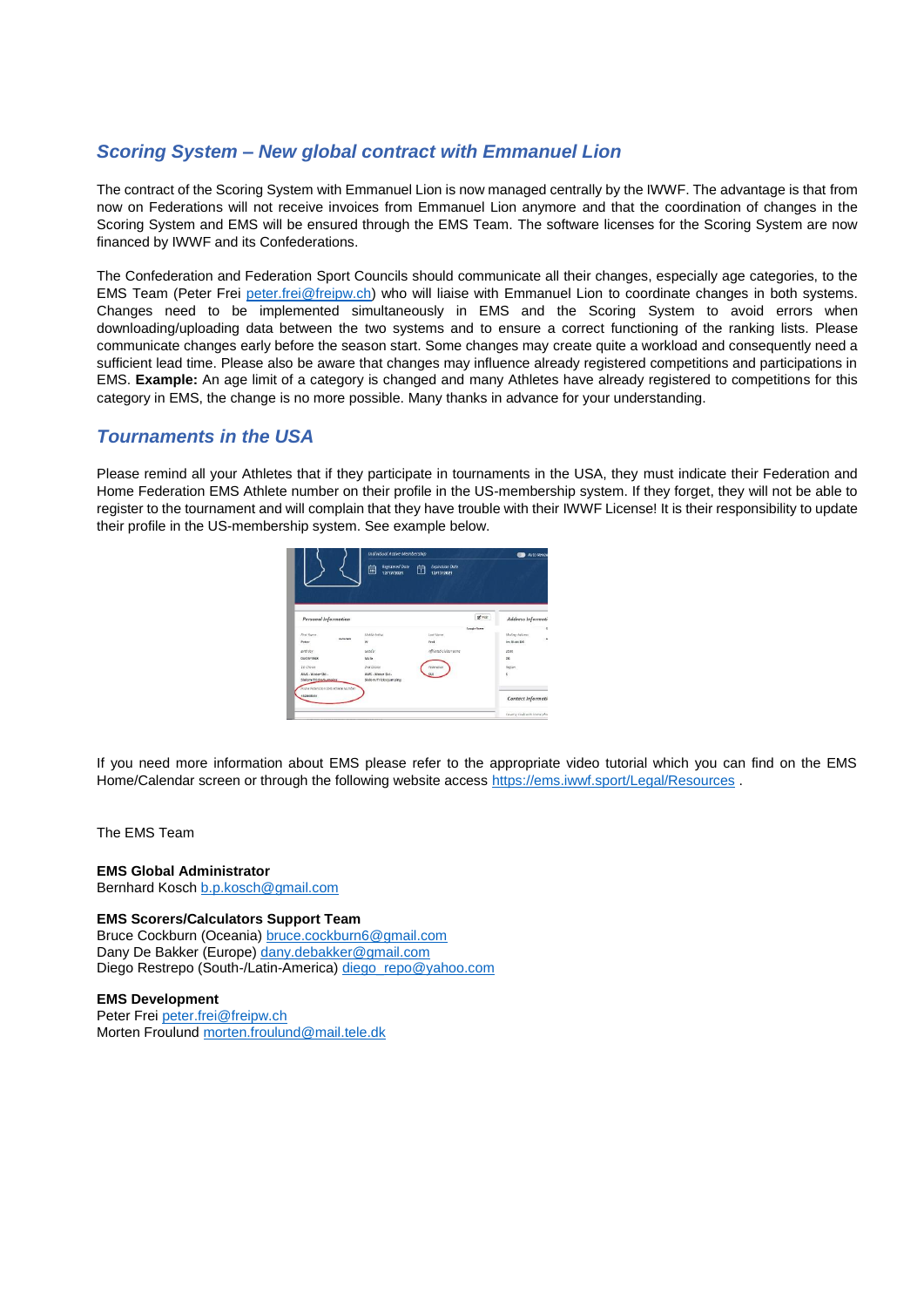## *Scoring System – New global contract with Emmanuel Lion*

The contract of the Scoring System with Emmanuel Lion is now managed centrally by the IWWF. The advantage is that from now on Federations will not receive invoices from Emmanuel Lion anymore and that the coordination of changes in the Scoring System and EMS will be ensured through the EMS Team. The software licenses for the Scoring System are now financed by IWWF and its Confederations.

The Confederation and Federation Sport Councils should communicate all their changes, especially age categories, to the EMS Team (Peter Frei peter.frei@freipw.ch) who will liaise with Emmanuel Lion to coordinate changes in both systems. Changes need to be implemented simultaneously in EMS and the Scoring System to avoid errors when downloading/uploading data between the two systems and to ensure a correct functioning of the ranking lists. Please communicate changes early before the season start. Some changes may create quite a workload and consequently need a sufficient lead time. Please also be aware that changes may influence already registered competitions and participations in EMS. **Example:** An age limit of a category is changed and many Athletes have already registered to competitions for this category in EMS, the change is no more possible. Many thanks in advance for your understanding.

## *Tournaments in the USA*

Please remind all your Athletes that if they participate in tournaments in the USA, they must indicate their Federation and Home Federation EMS Athlete number on their profile in the US-membership system. If they forget, they will not be able to register to the tournament and will complain that they have trouble with their IWWF License! It is their responsibility to update their profile in the US-membership system. See example below.

If you need more information about EMS please refer to the appropriate video tutorial which you can find on the EMS Home/Calendar screen or through the following website access https://ems.iwwf.sport/Legal/Resources .

The EMS Team

**EMS Global Administrator**
Bernhard Kosch b.p.kosch@gmail.com

**EMS Scorers/Calculators Support Team**
Bruce Cockburn (Oceania) bruce.cockburn6@gmail.com
Dany De Bakker (Europe) dany.debakker@gmail.com
Diego Restrepo (South-/Latin-America) diego_repo@yahoo.com

**EMS Development**
Peter Frei peter.frei@freipw.ch
Morten Froulund morten.froulund@mail.tele.dk